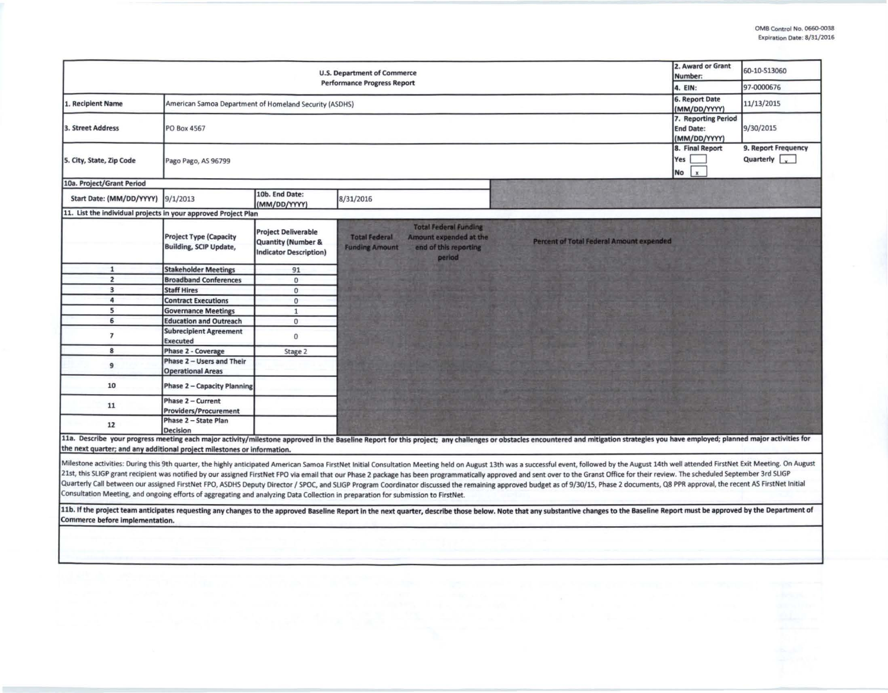OMB Control No. 0660-0038
Expiration Date: 8/31/2016

| U.S. Department of Commerce Performance Progress Report | | 2. Award or Grant Number: | 60-10-S13060 |
|---|---|---|---|
| | | 4. EIN: | 97-0000676 |
| 1. Recipient Name | American Samoa Department of Homeland Security (ASDHS) | 6. Report Date (MM/DD/YYYY) | 11/13/2015 |
| 3. Street Address | PO Box 4567 | 7. Reporting Period End Date: (MM/DD/YYYY) | 9/30/2015 |
| 5. City, State, Zip Code | Pago Pago, AS 96799 | 8. Final Report Yes [ ] No [x] | 9. Report Frequency Quarterly [x] |

| 10a. Project/Grant Period | | | |
|---|---|---|---|
| Start Date: (MM/DD/YYYY) | 9/1/2013 | 10b. End Date: (MM/DD/YYYY) | 8/31/2016 |

**11. List the individual projects in your approved Project Plan**

| | Project Type (Capacity Building, SCIP Update, | Project Deliverable Quantity (Number & Indicator Description) | Total Federal Funding Amount | Total Federal Funding Amount expended at the end of this reporting period | Percent of Total Federal Amount expended |
|---|---|---|---|---|---|
| 1 | Stakeholder Meetings | 91 | | | |
| 2 | Broadband Conferences | 0 | | | |
| 3 | Staff Hires | 0 | | | |
| 4 | Contract Executions | 0 | | | |
| 5 | Governance Meetings | 1 | | | |
| 6 | Education and Outreach | 0 | | | |
| 7 | Subrecipient Agreement Executed | 0 | | | |
| 8 | Phase 2 - Coverage | Stage 2 | | | |
| 9 | Phase 2 – Users and Their Operational Areas | | | | |
| 10 | Phase 2 – Capacity Planning | | | | |
| 11 | Phase 2 – Current Providers/Procurement | | | | |
| 12 | Phase 2 – State Plan Decision | | | | |

**11a. Describe your progress meeting each major activity/milestone approved in the Baseline Report for this project; any challenges or obstacles encountered and mitigation strategies you have employed; planned major activities for the next quarter; and any additional project milestones or information.**

Milestone activities: During this 9th quarter, the highly anticipated American Samoa FirstNet Initial Consultation Meeting held on August 13th was a successful event, followed by the August 14th well attended FirstNet Exit Meeting. On August 21st, this SLIGP grant recipient was notified by our assigned FirstNet FPO via email that our Phase 2 package has been programmatically approved and sent over to the Granst Office for their review. The scheduled September 3rd SLIGP Quarterly Call between our assigned FirstNet FPO, ASDHS Deputy Director / SPOC, and SLIGP Program Coordinator discussed the remaining approved budget as of 9/30/15, Phase 2 documents, Q8 PPR approval, the recent AS FirstNet Initial Consultation Meeting, and ongoing efforts of aggregating and analyzing Data Collection in preparation for submission to FirstNet.

**11b. If the project team anticipates requesting any changes to the approved Baseline Report in the next quarter, describe those below. Note that any substantive changes to the Baseline Report must be approved by the Department of Commerce before implementation.**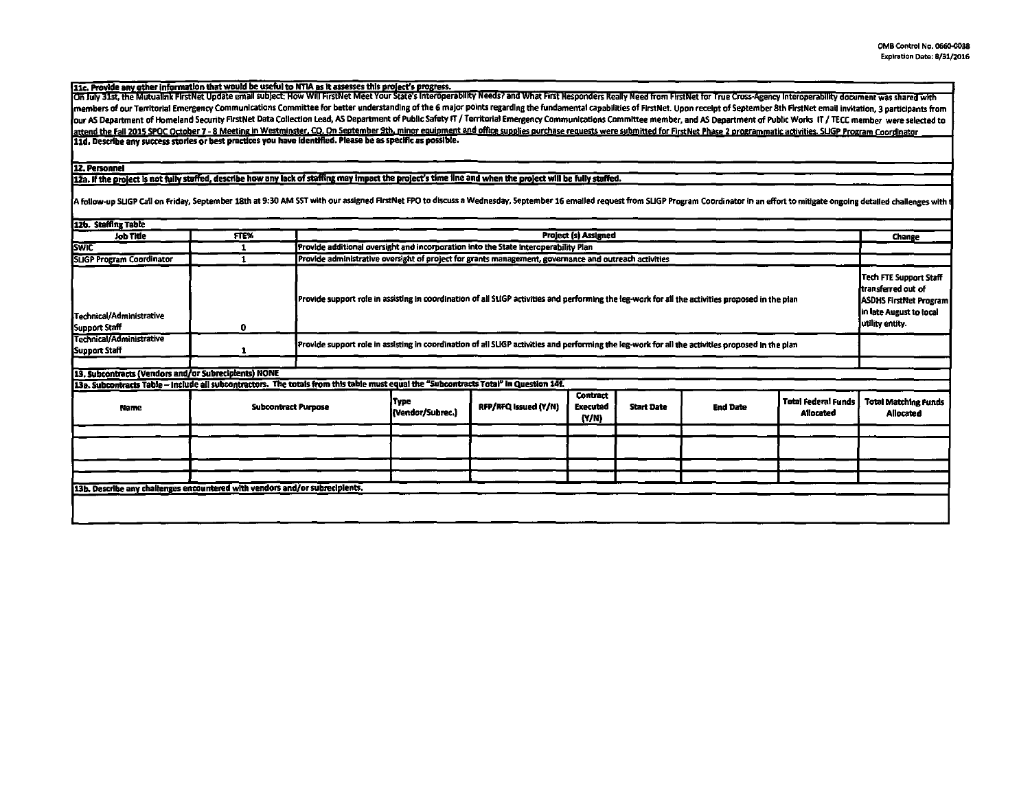OMB Control No. 0660-0038
Expiration Date: 8/31/2016

**11c. Provide any other information that would be useful to NTIA as it assesses this project's progress.**

On July 31st, the Mutualink FirstNet Update email subject: How Will FirstNet Meet Your State's Interoperability Needs? and What First Responders Really Need from FirstNet for True Cross-Agency Interoperability document was shared with members of our Territorial Emergency Communications Committee for better understanding of the 6 major points regarding the fundamental capabilities of FirstNet. Upon receipt of September 8th FirstNet email invitation, 3 participants from our AS Department of Homeland Security FirstNet Data Collection Lead, AS Department of Public Safety IT / Territorial Emergency Communications Committee member, and AS Department of Public Works IT / TECC member were selected to attend the Fall 2015 SPOC October 7 - 8 Meeting in Westminster, CO. On September 9th, minor equipment and office supplies purchase requests were submitted for FirstNet Phase 2 programmatic activities. SLIGP Program Coordinator

**11d. Describe any success stories or best practices you have identified. Please be as specific as possible.**

**12. Personnel**

**12a. If the project is not fully staffed, describe how any lack of staffing may impact the project's time line and when the project will be fully staffed.**

A follow-up SLIGP Call on Friday, September 18th at 9:30 AM SST with our assigned FirstNet FPO to discuss a Wednesday, September 16 emailed request from SLIGP Program Coordinator in an effort to mitigate ongoing detailed challenges with t

**12b. Staffing Table**

| Job Title | FTE% | Project (s) Assigned | Change |
|---|---|---|---|
| SWIC | 1 | Provide additional oversight and incorporation into the State Interoperability Plan | |
| SLIGP Program Coordinator | 1 | Provide administrative oversight of project for grants management, governance and outreach activities | |
| Technical/Administrative Support Staff | 0 | Provide support role in assisting in coordination of all SLIGP activities and performing the leg-work for all the activities proposed in the plan | Tech FTE Support Staff transferred out of ASDHS FirstNet Program in late August to local utility entity. |
| Technical/Administrative Support Staff | 1 | Provide support role in assisting in coordination of all SLIGP activities and performing the leg-work for all the activities proposed in the plan | |
| | | | |

**13. Subcontracts (Vendors and/or Subrecipients) NONE**

**13a. Subcontracts Table – Include all subcontractors. The totals from this table must equal the "Subcontracts Total" in Question 14f.**

| Name | Subcontract Purpose | Type (Vendor/Subrec.) | RFP/RFQ Issued (Y/N) | Contract Executed (Y/N) | Start Date | End Date | Total Federal Funds Allocated | Total Matching Funds Allocated |
|---|---|---|---|---|---|---|---|---|
| | | | | | | | | |
| | | | | | | | | |
| | | | | | | | | |
| | | | | | | | | |

**13b. Describe any challenges encountered with vendors and/or subrecipients.**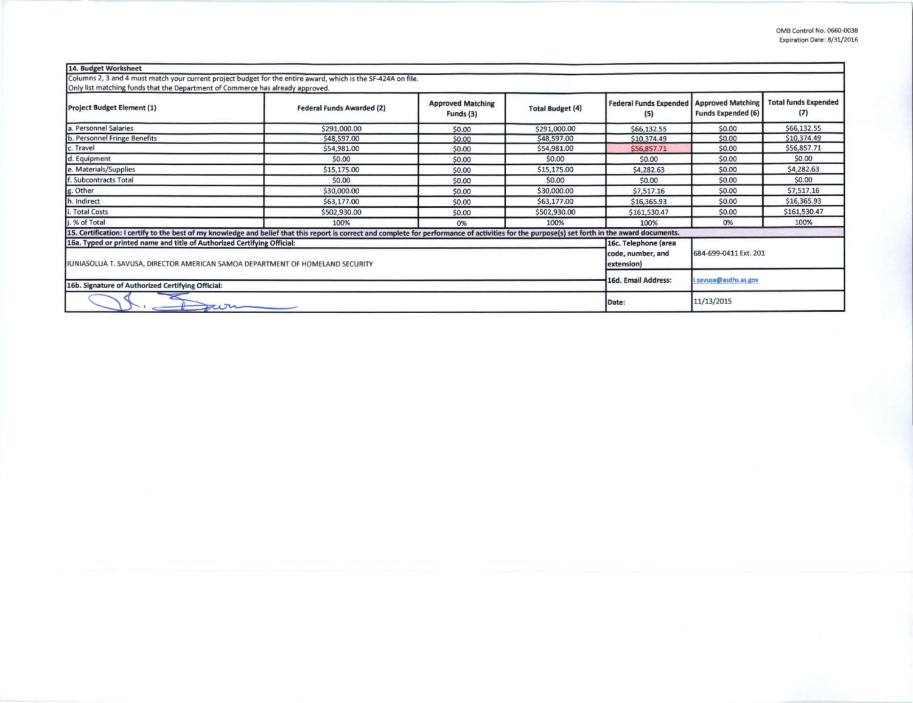OMB Control No. 0660-0038
Expiration Date: 8/31/2016

| 14. Budget Worksheet | | | | | | |
|---|---|---|---|---|---|---|
| Columns 2, 3 and 4 must match your current project budget for the entire award, which is the SF-424A on file. Only list matching funds that the Department of Commerce has already approved. | | | | | | |
| **Project Budget Element (1)** | **Federal Funds Awarded (2)** | **Approved Matching Funds (3)** | **Total Budget (4)** | **Federal Funds Expended (5)** | **Approved Matching Funds Expended (6)** | **Total funds Expended (7)** |
| a. Personnel Salaries | $291,000.00 | $0.00 | $291,000.00 | $66,132.55 | $0.00 | $66,132.55 |
| b. Personnel Fringe Benefits | $48,597.00 | $0.00 | $48,597.00 | $10,374.49 | $0.00 | $10,374.49 |
| c. Travel | $54,981.00 | $0.00 | $54,981.00 | $56,857.71 | $0.00 | $56,857.71 |
| d. Equipment | $0.00 | $0.00 | $0.00 | $0.00 | $0.00 | $0.00 |
| e. Materials/Supplies | $15,175.00 | $0.00 | $15,175.00 | $4,282.63 | $0.00 | $4,282.63 |
| f. Subcontracts Total | $0.00 | $0.00 | $0.00 | $0.00 | $0.00 | $0.00 |
| g. Other | $30,000.00 | $0.00 | $30,000.00 | $7,517.16 | $0.00 | $7,517.16 |
| h. Indirect | $63,177.00 | $0.00 | $63,177.00 | $16,365.93 | $0.00 | $16,365.93 |
| i. Total Costs | $502,930.00 | $0.00 | $502,930.00 | $161,530.47 | $0.00 | $161,530.47 |
| j. % of Total | 100% | 0% | 100% | 100% | 0% | 100% |

**15. Certification: I certify to the best of my knowledge and belief that this report is correct and complete for performance of activities for the purpose(s) set forth in the award documents.**

| | | |
|---|---|---|
| **16a. Typed or printed name and title of Authorized Certifying Official:** IUNIASOLUA T. SAVUSA, DIRECTOR AMERICAN SAMOA DEPARTMENT OF HOMELAND SECURITY | **16c. Telephone (area code, number, and extension)** | 684-699-0411 Ext. 201 |
| **16b. Signature of Authorized Certifying Official:** | **16d. Email Address:** | i.savusa@asdhs.as.gov |
| [Signature] | **Date:** | 11/13/2015 |